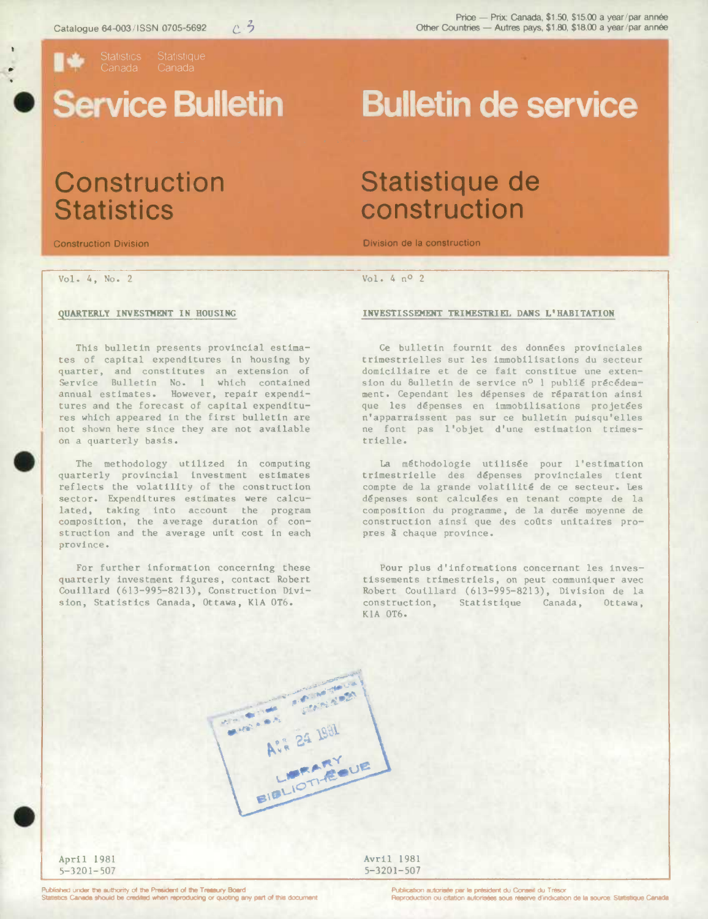Catalogue 64-003 / ISSN 0705-5692

Price — Prix: Canada, $1.50, $15.00 a year/par année
Other Countries — Autres pays, $1.80, $18.00 a year/par année

Statistics Canada Statistique Canada

# Service Bulletin

# Bulletin de service

## Construction Statistics

## Statistique de construction

Construction Division

Division de la construction

Vol. 4, No. 2

### QUARTERLY INVESTMENT IN HOUSING

This bulletin presents provincial estimates of capital expenditures in housing by quarter, and constitutes an extension of Service Bulletin No. 1 which contained annual estimates. However, repair expenditures and the forecast of capital expenditures which appeared in the first bulletin are not shown here since they are not available on a quarterly basis.

The methodology utilized in computing quarterly provincial investment estimates reflects the volatility of the construction sector. Expenditures estimates were calculated, taking into account the program composition, the average duration of construction and the average unit cost in each province.

For further information concerning these quarterly investment figures, contact Robert Couillard (613-995-8213), Construction Division, Statistics Canada, Ottawa, K1A 0T6.

Vol. 4 nº 2

### INVESTISSEMENT TRIMESTRIEL DANS L'HABITATION

Ce bulletin fournit des données provinciales trimestrielles sur les immobilisations du secteur domiciliaire et de ce fait constitue une extension du Bulletin de service nº 1 publié précédemment. Cependant les dépenses de réparation ainsi que les dépenses en immobilisations projetées n'apparaissent pas sur ce bulletin puisqu'elles ne font pas l'objet d'une estimation trimestrielle.

La méthodologie utilisée pour l'estimation trimestrielle des dépenses provinciales tient compte de la grande volatilité de ce secteur. Les dépenses sont calculées en tenant compte de la composition du programme, de la durée moyenne de construction ainsi que des coûts unitaires propres à chaque province.

Pour plus d'informations concernant les investissements trimestriels, on peut communiquer avec Robert Couillard (613-995-8213), Division de la construction, Statistique Canada, Ottawa, K1A 0T6.

April 1981
5-3201-507

Avril 1981
5-3201-507

Published under the authority of the President of the Treasury Board
Statistics Canada should be credited when reproducing or quoting any part of this document

Publication autorisée par le président du Conseil du Trésor
Reproduction ou citation autorisées sous réserve d'indication de la source: Statistique Canada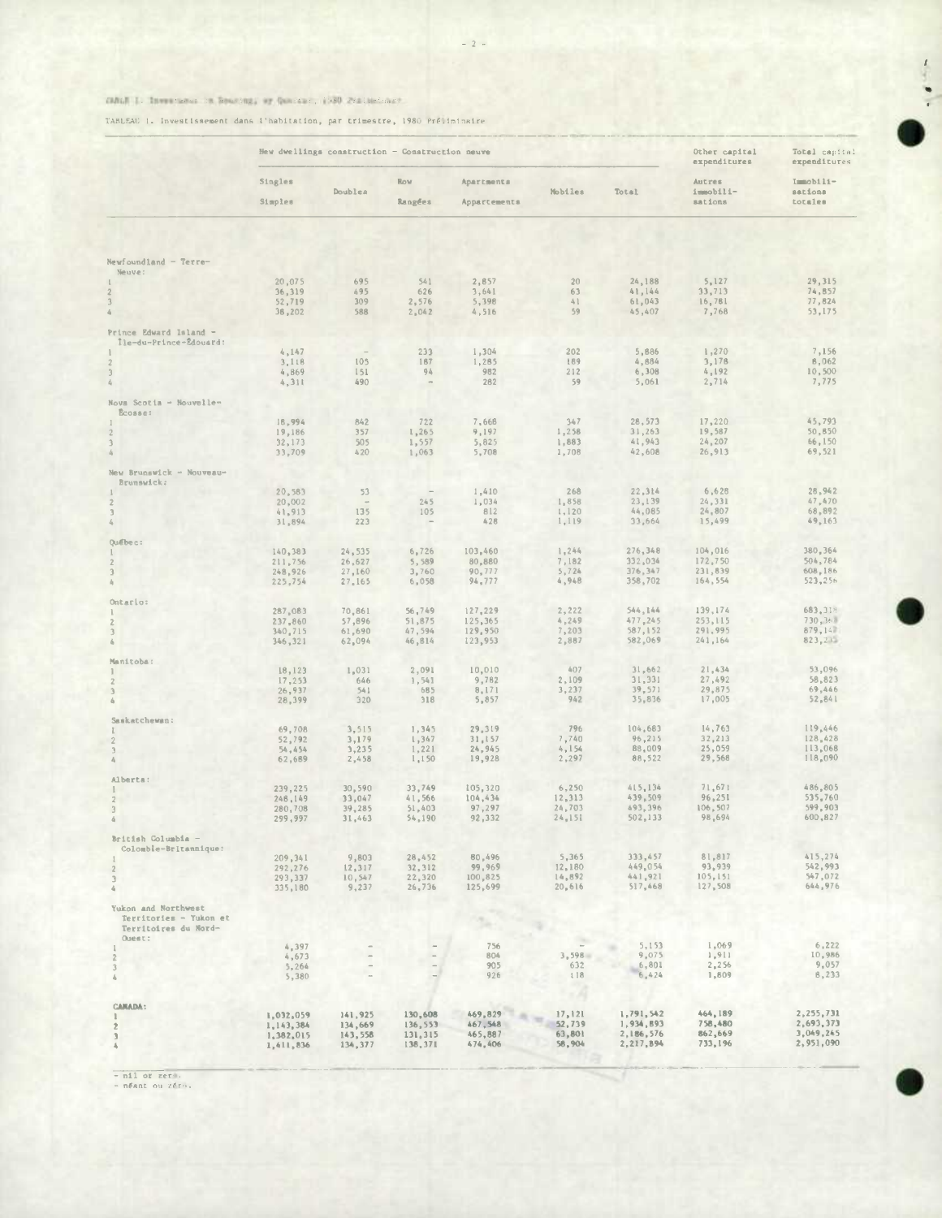TABLE 1. Investment in Housing, by Quarter, 1980 Preliminary

TABLEAU 1. Investissement dans l'habitation, par trimestre, 1980 Préliminaire

| | New dwellings construction – Construction neuve | | | | | | Other capital expenditures | Total capital expenditures |
|---|---|---|---|---|---|---|---|---|
| | Singles<br>Simples | Doubles | Row<br>Rangées | Apartments<br>Appartements | Mobiles | Total | Autres immobilisations | Immobilisations totales |
| **Newfoundland – Terre-Neuve:** | | | | | | | | |
| 1 | 20,075 | 695 | 541 | 2,857 | 20 | 24,188 | 5,127 | 29,315 |
| 2 | 36,319 | 495 | 626 | 3,641 | 63 | 41,144 | 33,713 | 74,857 |
| 3 | 52,719 | 309 | 2,576 | 5,398 | 41 | 61,043 | 16,781 | 77,824 |
| 4 | 38,202 | 588 | 2,042 | 4,516 | 59 | 45,407 | 7,768 | 53,175 |
| **Prince Edward Island – Île-du-Prince-Édouard:** | | | | | | | | |
| 1 | 4,147 | – | 233 | 1,304 | 202 | 5,886 | 1,270 | 7,156 |
| 2 | 3,118 | 105 | 187 | 1,285 | 189 | 4,884 | 3,178 | 8,062 |
| 3 | 4,869 | 151 | 94 | 982 | 212 | 6,308 | 4,192 | 10,500 |
| 4 | 4,311 | 490 | – | 282 | 59 | 5,061 | 2,714 | 7,775 |
| **Nova Scotia – Nouvelle-Écosse:** | | | | | | | | |
| 1 | 18,994 | 842 | 722 | 7,668 | 347 | 28,573 | 17,220 | 45,793 |
| 2 | 19,186 | 357 | 1,265 | 9,197 | 1,258 | 31,263 | 19,587 | 50,850 |
| 3 | 32,173 | 505 | 1,557 | 5,825 | 1,883 | 41,943 | 24,207 | 66,150 |
| 4 | 33,709 | 420 | 1,063 | 5,708 | 1,708 | 42,608 | 26,913 | 69,521 |
| **New Brunswick – Nouveau-Brunswick:** | | | | | | | | |
| 1 | 20,583 | 53 | – | 1,410 | 268 | 22,314 | 6,628 | 28,942 |
| 2 | 20,002 | – | 245 | 1,034 | 1,858 | 23,139 | 24,331 | 47,470 |
| 3 | 41,913 | 135 | 105 | 812 | 1,120 | 44,085 | 24,807 | 68,892 |
| 4 | 31,894 | 223 | – | 428 | 1,119 | 33,664 | 15,499 | 49,163 |
| **Québec:** | | | | | | | | |
| 1 | 140,383 | 24,535 | 6,726 | 103,460 | 1,244 | 276,348 | 104,016 | 380,364 |
| 2 | 211,756 | 26,627 | 5,589 | 80,880 | 7,182 | 332,034 | 172,750 | 504,784 |
| 3 | 248,926 | 27,160 | 3,760 | 90,777 | 5,724 | 376,347 | 231,839 | 608,186 |
| 4 | 225,754 | 27,165 | 6,058 | 94,777 | 4,948 | 358,702 | 164,554 | 523,256 |
| **Ontario:** | | | | | | | | |
| 1 | 287,083 | 70,861 | 56,749 | 127,229 | 2,222 | 544,144 | 139,174 | 683,318 |
| 2 | 237,860 | 57,896 | 51,875 | 125,365 | 4,249 | 477,245 | 253,115 | 730,360 |
| 3 | 340,715 | 61,690 | 47,594 | 129,950 | 7,203 | 587,152 | 291,995 | 879,147 |
| 4 | 346,321 | 62,094 | 46,814 | 123,953 | 2,887 | 582,069 | 241,164 | 823,233 |
| **Manitoba:** | | | | | | | | |
| 1 | 18,123 | 1,031 | 2,091 | 10,010 | 407 | 31,662 | 21,434 | 53,096 |
| 2 | 17,253 | 646 | 1,541 | 9,782 | 2,109 | 31,331 | 27,492 | 58,823 |
| 3 | 26,937 | 541 | 685 | 8,171 | 3,237 | 39,571 | 29,875 | 69,446 |
| 4 | 28,399 | 320 | 318 | 5,857 | 942 | 35,836 | 17,005 | 52,841 |
| **Saskatchewan:** | | | | | | | | |
| 1 | 69,708 | 3,515 | 1,345 | 29,319 | 796 | 104,683 | 14,763 | 119,446 |
| 2 | 52,792 | 3,179 | 1,347 | 31,157 | 7,740 | 96,215 | 32,213 | 128,428 |
| 3 | 54,454 | 3,235 | 1,221 | 24,945 | 4,154 | 88,009 | 25,059 | 113,068 |
| 4 | 62,689 | 2,458 | 1,150 | 19,928 | 2,297 | 88,522 | 29,568 | 118,090 |
| **Alberta:** | | | | | | | | |
| 1 | 239,225 | 30,590 | 33,749 | 105,320 | 6,250 | 415,134 | 71,671 | 486,805 |
| 2 | 248,149 | 33,047 | 41,566 | 104,434 | 12,313 | 439,509 | 96,251 | 535,760 |
| 3 | 280,708 | 39,285 | 51,403 | 97,297 | 24,703 | 493,396 | 106,507 | 599,903 |
| 4 | 299,997 | 31,463 | 54,190 | 92,332 | 24,151 | 502,133 | 98,694 | 600,827 |
| **British Columbia – Colombie-Britannique:** | | | | | | | | |
| 1 | 209,341 | 9,803 | 28,452 | 80,496 | 5,365 | 333,457 | 81,817 | 415,274 |
| 2 | 292,276 | 12,317 | 32,312 | 99,969 | 12,180 | 449,054 | 93,939 | 542,993 |
| 3 | 293,337 | 10,547 | 22,320 | 100,825 | 14,892 | 441,921 | 105,151 | 547,072 |
| 4 | 335,180 | 9,237 | 26,736 | 125,699 | 20,616 | 517,468 | 127,508 | 644,976 |
| **Yukon and Northwest Territories – Yukon et Territoires du Nord-Ouest:** | | | | | | | | |
| 1 | 4,397 | – | – | 756 | – | 5,153 | 1,069 | 6,222 |
| 2 | 4,673 | – | – | 804 | 3,598 | 9,075 | 1,911 | 10,986 |
| 3 | 5,264 | – | – | 905 | 632 | 6,801 | 2,256 | 9,057 |
| 4 | 5,380 | – | – | 926 | 118 | 6,424 | 1,809 | 8,233 |
| **CANADA:** | | | | | | | | |
| 1 | 1,032,059 | 141,925 | 130,608 | 469,829 | 17,121 | 1,791,542 | 464,189 | 2,255,731 |
| 2 | 1,143,384 | 134,669 | 136,553 | 467,548 | 52,739 | 1,934,893 | 758,480 | 2,693,373 |
| 3 | 1,382,015 | 143,558 | 131,315 | 465,887 | 63,801 | 2,186,576 | 862,669 | 3,049,245 |
| 4 | 1,411,836 | 134,377 | 138,371 | 474,406 | 58,904 | 2,217,894 | 733,196 | 2,951,090 |

– nil or zero.
– néant ou zéro.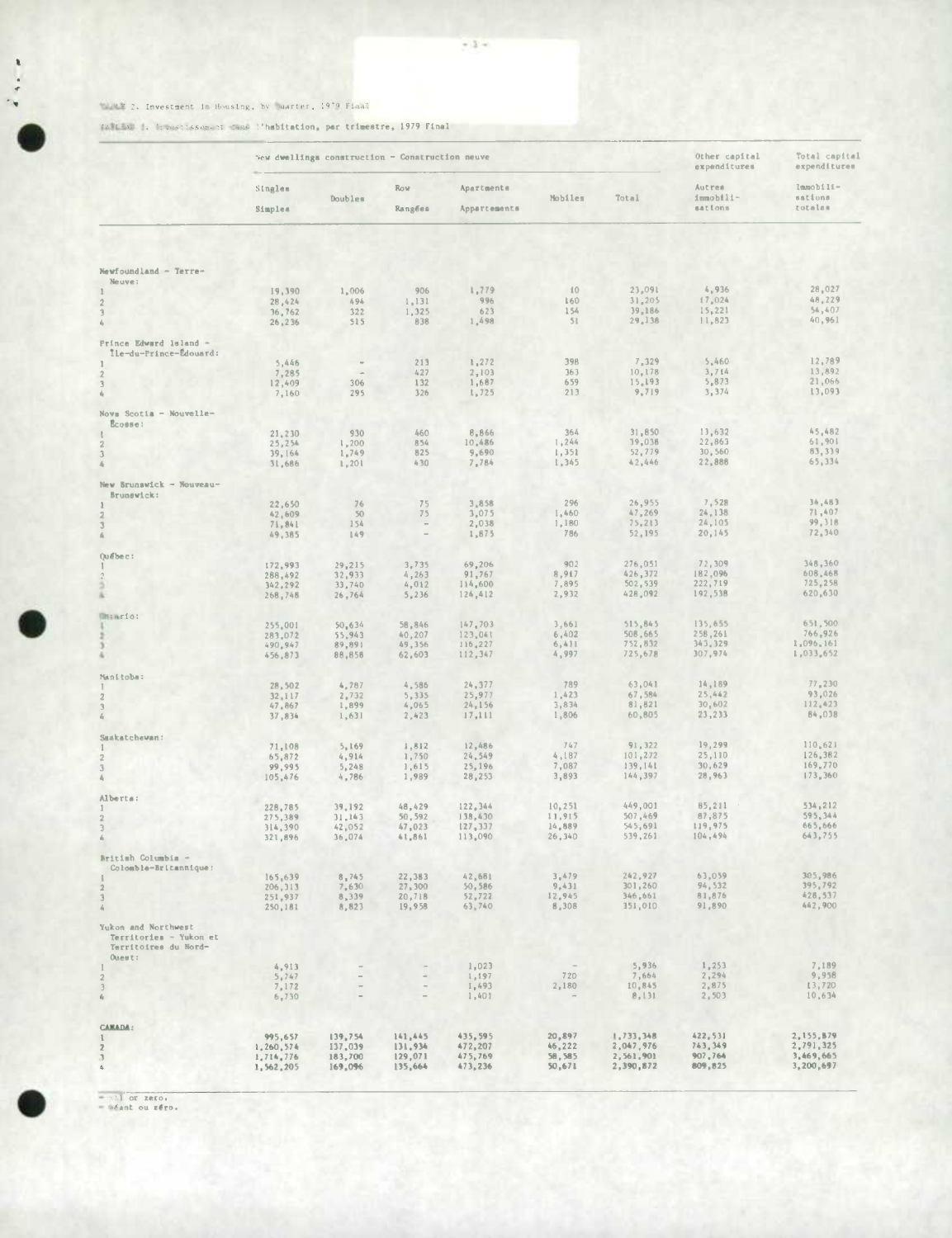TABLE 2. Investment in Housing, by Quarter, 1979 Final

TABLEAU 2. Investissement dans l'habitation, par trimestre, 1979 Final

| | New dwellings construction - Construction neuve | | | | | | Other capital expenditures | Total capital expenditures |
|---|---|---|---|---|---|---|---|---|
| | Singles / Simples | Doubles | Row / Rangées | Apartments / Appartements | Mobiles | Total | Autres immobilisations | Immobilisations totales |
| **Newfoundland - Terre-Neuve:** | | | | | | | | |
| 1 | 19,390 | 1,006 | 906 | 1,779 | 10 | 23,091 | 4,936 | 28,027 |
| 2 | 28,424 | 494 | 1,131 | 996 | 160 | 31,205 | 17,024 | 48,229 |
| 3 | 36,762 | 322 | 1,325 | 623 | 154 | 39,186 | 15,221 | 54,407 |
| 4 | 26,236 | 515 | 838 | 1,498 | 51 | 29,138 | 11,823 | 40,961 |
| **Prince Edward Island - Île-du-Prince-Édouard:** | | | | | | | | |
| 1 | 5,446 | - | 213 | 1,272 | 398 | 7,329 | 5,460 | 12,789 |
| 2 | 7,285 | - | 427 | 2,103 | 363 | 10,178 | 3,714 | 13,892 |
| 3 | 12,409 | 306 | 132 | 1,687 | 659 | 15,193 | 5,873 | 21,066 |
| 4 | 7,160 | 295 | 326 | 1,725 | 213 | 9,719 | 3,374 | 13,093 |
| **Nova Scotia - Nouvelle-Écosse:** | | | | | | | | |
| 1 | 21,230 | 930 | 460 | 8,866 | 364 | 31,850 | 13,632 | 45,482 |
| 2 | 25,254 | 1,200 | 854 | 10,486 | 1,244 | 39,038 | 22,863 | 61,901 |
| 3 | 39,164 | 1,749 | 825 | 9,690 | 1,351 | 52,779 | 30,560 | 83,339 |
| 4 | 31,686 | 1,201 | 430 | 7,784 | 1,345 | 42,446 | 22,888 | 65,334 |
| **New Brunswick - Nouveau-Brunswick:** | | | | | | | | |
| 1 | 22,650 | 76 | 75 | 3,858 | 296 | 26,955 | 7,528 | 34,483 |
| 2 | 42,609 | 50 | 75 | 3,075 | 1,460 | 47,269 | 24,138 | 71,407 |
| 3 | 71,841 | 154 | - | 2,038 | 1,180 | 75,213 | 24,105 | 99,318 |
| 4 | 49,385 | 149 | - | 1,875 | 786 | 52,195 | 20,145 | 72,340 |
| **Québec:** | | | | | | | | |
| 1 | 172,993 | 29,215 | 3,735 | 69,206 | 902 | 276,051 | 72,309 | 348,360 |
| 2 | 288,492 | 32,933 | 4,263 | 91,767 | 8,917 | 426,372 | 182,096 | 608,468 |
| 3 | 342,292 | 33,740 | 4,012 | 114,600 | 7,895 | 502,539 | 222,719 | 725,258 |
| 4 | 268,748 | 26,764 | 5,236 | 124,412 | 2,932 | 428,092 | 192,538 | 620,630 |
| **Ontario:** | | | | | | | | |
| 1 | 255,001 | 50,634 | 58,846 | 147,703 | 3,661 | 515,845 | 135,655 | 651,500 |
| 2 | 283,072 | 55,943 | 40,207 | 123,041 | 6,402 | 508,665 | 258,261 | 766,926 |
| 3 | 490,947 | 89,891 | 49,356 | 116,227 | 6,411 | 752,832 | 343,329 | 1,096,161 |
| 4 | 456,873 | 88,858 | 62,603 | 112,347 | 4,997 | 725,678 | 307,974 | 1,033,652 |
| **Manitoba:** | | | | | | | | |
| 1 | 28,502 | 4,787 | 4,586 | 24,377 | 789 | 63,041 | 14,189 | 77,230 |
| 2 | 32,117 | 2,732 | 5,335 | 25,977 | 1,423 | 67,584 | 25,442 | 93,026 |
| 3 | 47,867 | 1,899 | 4,065 | 24,156 | 3,834 | 81,821 | 30,602 | 112,423 |
| 4 | 37,834 | 1,631 | 2,423 | 17,111 | 1,806 | 60,805 | 23,233 | 84,038 |
| **Saskatchewan:** | | | | | | | | |
| 1 | 71,108 | 5,169 | 1,812 | 12,486 | 747 | 91,322 | 19,299 | 110,621 |
| 2 | 65,872 | 4,914 | 1,750 | 24,549 | 4,187 | 101,272 | 25,110 | 126,382 |
| 3 | 99,995 | 5,248 | 1,615 | 25,196 | 7,087 | 139,141 | 30,629 | 169,770 |
| 4 | 105,476 | 4,786 | 1,989 | 28,253 | 3,893 | 144,397 | 28,963 | 173,360 |
| **Alberta:** | | | | | | | | |
| 1 | 228,785 | 39,192 | 48,429 | 122,344 | 10,251 | 449,001 | 85,211 | 534,212 |
| 2 | 275,389 | 31,143 | 50,592 | 138,430 | 11,915 | 507,469 | 87,875 | 595,344 |
| 3 | 314,390 | 42,052 | 47,023 | 127,337 | 14,889 | 545,691 | 119,975 | 665,666 |
| 4 | 321,896 | 36,074 | 41,861 | 113,090 | 26,340 | 539,261 | 104,494 | 643,755 |
| **British Columbia - Colombie-Britannique:** | | | | | | | | |
| 1 | 165,639 | 8,745 | 22,383 | 42,681 | 3,479 | 242,927 | 63,059 | 305,986 |
| 2 | 206,313 | 7,630 | 27,300 | 50,586 | 9,431 | 301,260 | 94,532 | 395,792 |
| 3 | 251,937 | 8,339 | 20,718 | 52,722 | 12,945 | 346,661 | 81,876 | 428,537 |
| 4 | 250,181 | 8,823 | 19,958 | 63,740 | 8,308 | 351,010 | 91,890 | 442,900 |
| **Yukon and Northwest Territories - Yukon et Territoires du Nord-Ouest:** | | | | | | | | |
| 1 | 4,913 | - | - | 1,023 | - | 5,936 | 1,253 | 7,189 |
| 2 | 5,747 | - | - | 1,197 | 720 | 7,664 | 2,294 | 9,958 |
| 3 | 7,172 | - | - | 1,493 | 2,180 | 10,845 | 2,875 | 13,720 |
| 4 | 6,730 | - | - | 1,401 | - | 8,131 | 2,503 | 10,634 |
| **CANADA:** | | | | | | | | |
| 1 | 995,657 | 139,754 | 141,445 | 435,595 | 20,897 | 1,733,348 | 422,531 | 2,155,879 |
| 2 | 1,260,574 | 137,039 | 131,934 | 472,207 | 46,222 | 2,047,976 | 743,349 | 2,791,325 |
| 3 | 1,714,776 | 183,700 | 129,071 | 475,769 | 58,585 | 2,561,901 | 907,764 | 3,469,665 |
| 4 | 1,562,205 | 169,096 | 135,664 | 473,236 | 50,671 | 2,390,872 | 809,825 | 3,200,697 |

- nil or zero.
- néant ou zéro.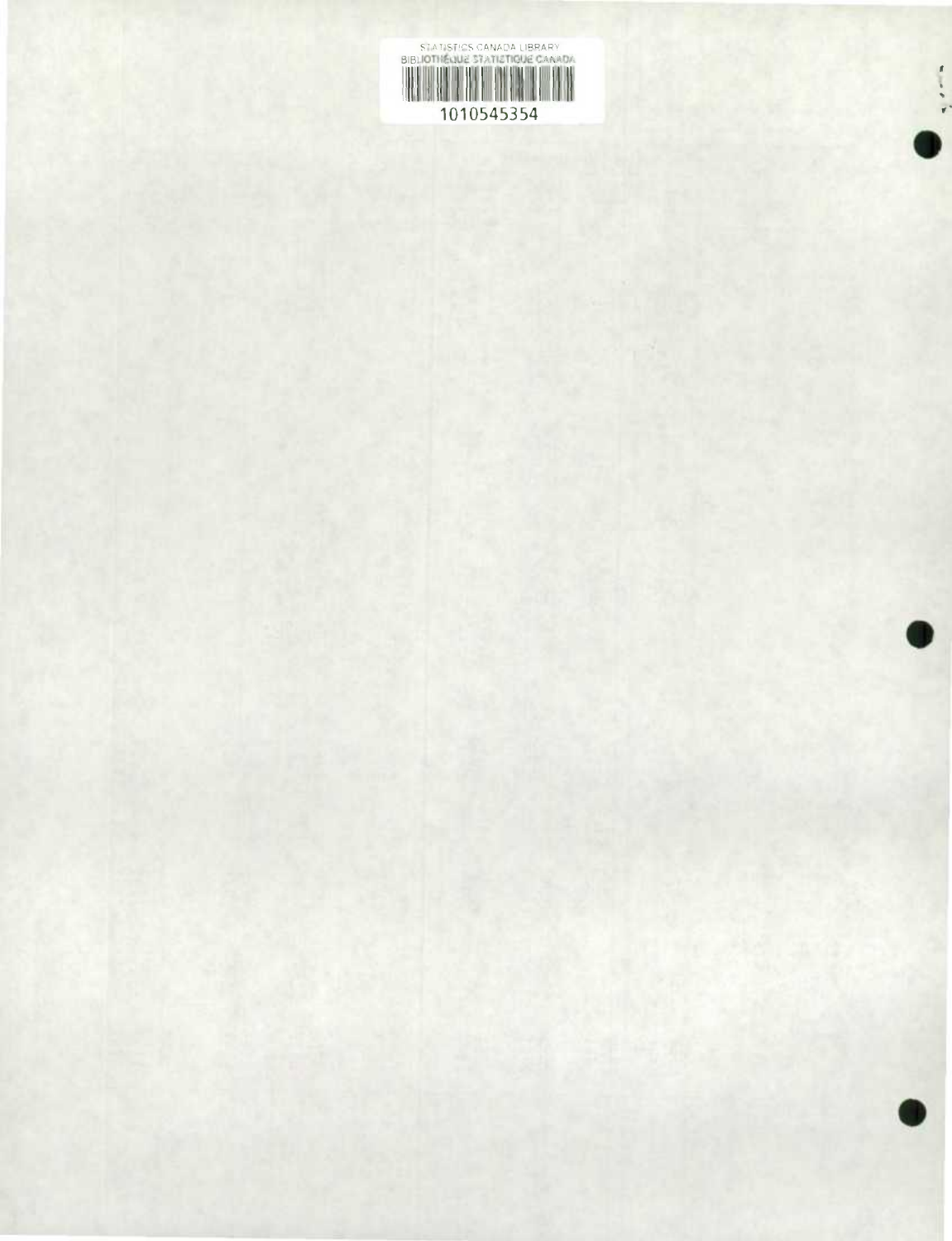STATISTICS CANADA LIBRARY
BIBLIOTHÈQUE STATISTIQUE CANADA

1010545354